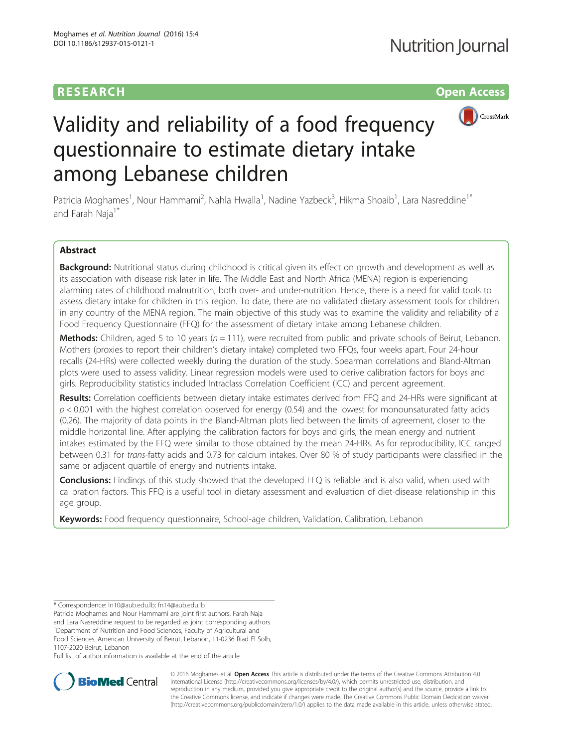RESEARCH Open Access

# Validity and reliability of a food frequency questionnaire to estimate dietary intake among Lebanese children

Patricia Moghames[1], Nour Hammami[2], Nahla Hwalla[1], Nadine Yazbeck[3], Hikma Shoaib[1], Lara Nasreddine[1*] and Farah Naja[1*]

## Abstract

**Background:** Nutritional status during childhood is critical given its effect on growth and development as well as its association with disease risk later in life. The Middle East and North Africa (MENA) region is experiencing alarming rates of childhood malnutrition, both over- and under-nutrition. Hence, there is a need for valid tools to assess dietary intake for children in this region. To date, there are no validated dietary assessment tools for children in any country of the MENA region. The main objective of this study was to examine the validity and reliability of a Food Frequency Questionnaire (FFQ) for the assessment of dietary intake among Lebanese children.

**Methods:** Children, aged 5 to 10 years ($n = 111$), were recruited from public and private schools of Beirut, Lebanon. Mothers (proxies to report their children's dietary intake) completed two FFQs, four weeks apart. Four 24-hour recalls (24-HRs) were collected weekly during the duration of the study. Spearman correlations and Bland-Altman plots were used to assess validity. Linear regression models were used to derive calibration factors for boys and girls. Reproducibility statistics included Intraclass Correlation Coefficient (ICC) and percent agreement.

**Results:** Correlation coefficients between dietary intake estimates derived from FFQ and 24-HRs were significant at $p < 0.001$ with the highest correlation observed for energy (0.54) and the lowest for monounsaturated fatty acids (0.26). The majority of data points in the Bland-Altman plots lied between the limits of agreement, closer to the middle horizontal line. After applying the calibration factors for boys and girls, the mean energy and nutrient intakes estimated by the FFQ were similar to those obtained by the mean 24-HRs. As for reproducibility, ICC ranged between 0.31 for *trans*-fatty acids and 0.73 for calcium intakes. Over 80 % of study participants were classified in the same or adjacent quartile of energy and nutrients intake.

**Conclusions:** Findings of this study showed that the developed FFQ is reliable and is also valid, when used with calibration factors. This FFQ is a useful tool in dietary assessment and evaluation of diet-disease relationship in this age group.

**Keywords:** Food frequency questionnaire, School-age children, Validation, Calibration, Lebanon

---

\* Correspondence: ln10@aub.edu.lb; fn14@aub.edu.lb

Patricia Moghames and Nour Hammami are joint first authors. Farah Naja and Lara Nasreddine request to be regarded as joint corresponding authors.

[1]Department of Nutrition and Food Sciences, Faculty of Agricultural and Food Sciences, American University of Beirut, Lebanon, 11-0236 Riad El Solh, 1107-2020 Beirut, Lebanon

Full list of author information is available at the end of the article

© 2016 Moghames et al. **Open Access** This article is distributed under the terms of the Creative Commons Attribution 4.0 International License (http://creativecommons.org/licenses/by/4.0/), which permits unrestricted use, distribution, and reproduction in any medium, provided you give appropriate credit to the original author(s) and the source, provide a link to the Creative Commons license, and indicate if changes were made. The Creative Commons Public Domain Dedication waiver (http://creativecommons.org/publicdomain/zero/1.0/) applies to the data made available in this article, unless otherwise stated.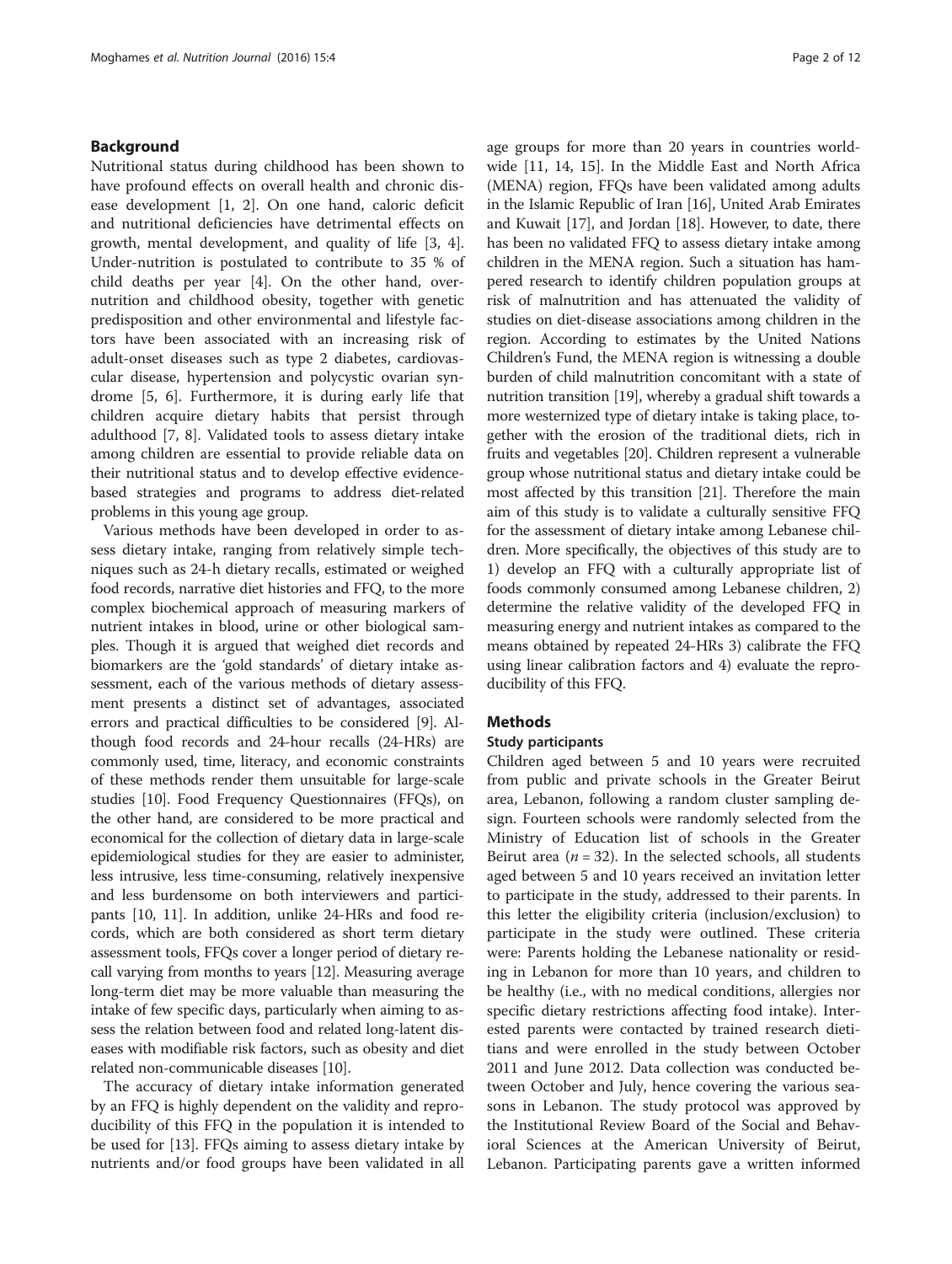## Background

Nutritional status during childhood has been shown to have profound effects on overall health and chronic disease development [1, 2]. On one hand, caloric deficit and nutritional deficiencies have detrimental effects on growth, mental development, and quality of life [3, 4]. Under-nutrition is postulated to contribute to 35 % of child deaths per year [4]. On the other hand, over-nutrition and childhood obesity, together with genetic predisposition and other environmental and lifestyle factors have been associated with an increasing risk of adult-onset diseases such as type 2 diabetes, cardiovascular disease, hypertension and polycystic ovarian syndrome [5, 6]. Furthermore, it is during early life that children acquire dietary habits that persist through adulthood [7, 8]. Validated tools to assess dietary intake among children are essential to provide reliable data on their nutritional status and to develop effective evidence-based strategies and programs to address diet-related problems in this young age group.

Various methods have been developed in order to assess dietary intake, ranging from relatively simple techniques such as 24-h dietary recalls, estimated or weighed food records, narrative diet histories and FFQ, to the more complex biochemical approach of measuring markers of nutrient intakes in blood, urine or other biological samples. Though it is argued that weighed diet records and biomarkers are the 'gold standards' of dietary intake assessment, each of the various methods of dietary assessment presents a distinct set of advantages, associated errors and practical difficulties to be considered [9]. Although food records and 24-hour recalls (24-HRs) are commonly used, time, literacy, and economic constraints of these methods render them unsuitable for large-scale studies [10]. Food Frequency Questionnaires (FFQs), on the other hand, are considered to be more practical and economical for the collection of dietary data in large-scale epidemiological studies for they are easier to administer, less intrusive, less time-consuming, relatively inexpensive and less burdensome on both interviewers and participants [10, 11]. In addition, unlike 24-HRs and food records, which are both considered as short term dietary assessment tools, FFQs cover a longer period of dietary recall varying from months to years [12]. Measuring average long-term diet may be more valuable than measuring the intake of few specific days, particularly when aiming to assess the relation between food and related long-latent diseases with modifiable risk factors, such as obesity and diet related non-communicable diseases [10].

The accuracy of dietary intake information generated by an FFQ is highly dependent on the validity and reproducibility of this FFQ in the population it is intended to be used for [13]. FFQs aiming to assess dietary intake by nutrients and/or food groups have been validated in all age groups for more than 20 years in countries worldwide [11, 14, 15]. In the Middle East and North Africa (MENA) region, FFQs have been validated among adults in the Islamic Republic of Iran [16], United Arab Emirates and Kuwait [17], and Jordan [18]. However, to date, there has been no validated FFQ to assess dietary intake among children in the MENA region. Such a situation has hampered research to identify children population groups at risk of malnutrition and has attenuated the validity of studies on diet-disease associations among children in the region. According to estimates by the United Nations Children's Fund, the MENA region is witnessing a double burden of child malnutrition concomitant with a state of nutrition transition [19], whereby a gradual shift towards a more westernized type of dietary intake is taking place, together with the erosion of the traditional diets, rich in fruits and vegetables [20]. Children represent a vulnerable group whose nutritional status and dietary intake could be most affected by this transition [21]. Therefore the main aim of this study is to validate a culturally sensitive FFQ for the assessment of dietary intake among Lebanese children. More specifically, the objectives of this study are to 1) develop an FFQ with a culturally appropriate list of foods commonly consumed among Lebanese children, 2) determine the relative validity of the developed FFQ in measuring energy and nutrient intakes as compared to the means obtained by repeated 24-HRs 3) calibrate the FFQ using linear calibration factors and 4) evaluate the reproducibility of this FFQ.

## Methods

### Study participants

Children aged between 5 and 10 years were recruited from public and private schools in the Greater Beirut area, Lebanon, following a random cluster sampling design. Fourteen schools were randomly selected from the Ministry of Education list of schools in the Greater Beirut area ($n = 32$). In the selected schools, all students aged between 5 and 10 years received an invitation letter to participate in the study, addressed to their parents. In this letter the eligibility criteria (inclusion/exclusion) to participate in the study were outlined. These criteria were: Parents holding the Lebanese nationality or residing in Lebanon for more than 10 years, and children to be healthy (i.e., with no medical conditions, allergies nor specific dietary restrictions affecting food intake). Interested parents were contacted by trained research dietitians and were enrolled in the study between October 2011 and June 2012. Data collection was conducted between October and July, hence covering the various seasons in Lebanon. The study protocol was approved by the Institutional Review Board of the Social and Behavioral Sciences at the American University of Beirut, Lebanon. Participating parents gave a written informed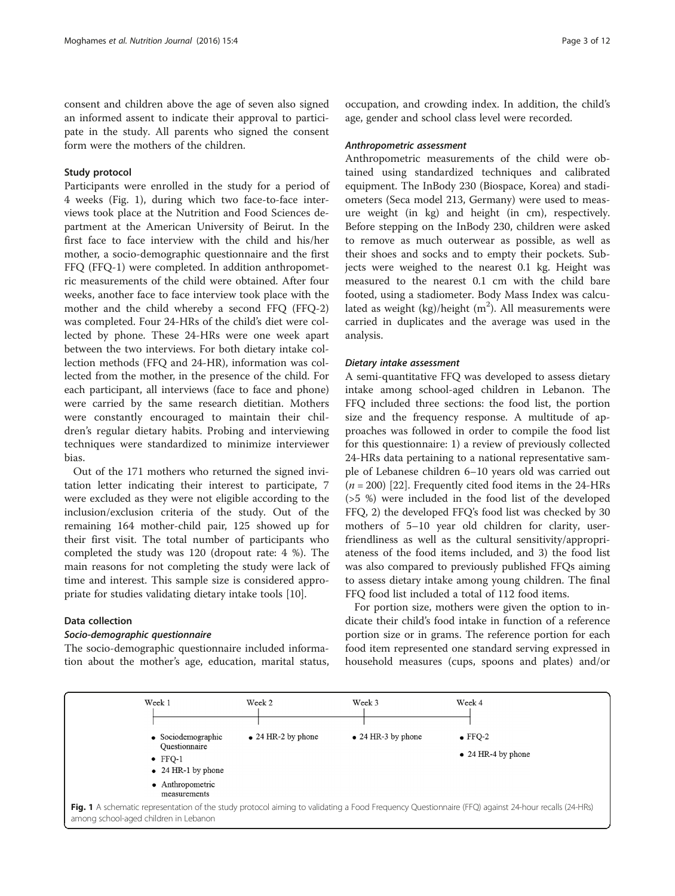consent and children above the age of seven also signed an informed assent to indicate their approval to participate in the study. All parents who signed the consent form were the mothers of the children.

### Study protocol

Participants were enrolled in the study for a period of 4 weeks (Fig. 1), during which two face-to-face interviews took place at the Nutrition and Food Sciences department at the American University of Beirut. In the first face to face interview with the child and his/her mother, a socio-demographic questionnaire and the first FFQ (FFQ-1) were completed. In addition anthropometric measurements of the child were obtained. After four weeks, another face to face interview took place with the mother and the child whereby a second FFQ (FFQ-2) was completed. Four 24-HRs of the child's diet were collected by phone. These 24-HRs were one week apart between the two interviews. For both dietary intake collection methods (FFQ and 24-HR), information was collected from the mother, in the presence of the child. For each participant, all interviews (face to face and phone) were carried by the same research dietitian. Mothers were constantly encouraged to maintain their children's regular dietary habits. Probing and interviewing techniques were standardized to minimize interviewer bias.

Out of the 171 mothers who returned the signed invitation letter indicating their interest to participate, 7 were excluded as they were not eligible according to the inclusion/exclusion criteria of the study. Out of the remaining 164 mother-child pair, 125 showed up for their first visit. The total number of participants who completed the study was 120 (dropout rate: 4 %). The main reasons for not completing the study were lack of time and interest. This sample size is considered appropriate for studies validating dietary intake tools [10].

### Data collection

#### *Socio-demographic questionnaire*

The socio-demographic questionnaire included information about the mother's age, education, marital status, occupation, and crowding index. In addition, the child's age, gender and school class level were recorded.

#### *Anthropometric assessment*

Anthropometric measurements of the child were obtained using standardized techniques and calibrated equipment. The InBody 230 (Biospace, Korea) and stadiometers (Seca model 213, Germany) were used to measure weight (in kg) and height (in cm), respectively. Before stepping on the InBody 230, children were asked to remove as much outerwear as possible, as well as their shoes and socks and to empty their pockets. Subjects were weighed to the nearest 0.1 kg. Height was measured to the nearest 0.1 cm with the child bare footed, using a stadiometer. Body Mass Index was calculated as weight (kg)/height ($m^2$). All measurements were carried in duplicates and the average was used in the analysis.

#### *Dietary intake assessment*

A semi-quantitative FFQ was developed to assess dietary intake among school-aged children in Lebanon. The FFQ included three sections: the food list, the portion size and the frequency response. A multitude of approaches was followed in order to compile the food list for this questionnaire: 1) a review of previously collected 24-HRs data pertaining to a national representative sample of Lebanese children 6–10 years old was carried out (*n* = 200) [22]. Frequently cited food items in the 24-HRs (>5 %) were included in the food list of the developed FFQ, 2) the developed FFQ's food list was checked by 30 mothers of 5–10 year old children for clarity, user-friendliness as well as the cultural sensitivity/appropriateness of the food items included, and 3) the food list was also compared to previously published FFQs aiming to assess dietary intake among young children. The final FFQ food list included a total of 112 food items.

For portion size, mothers were given the option to indicate their child's food intake in function of a reference portion size or in grams. The reference portion for each food item represented one standard serving expressed in household measures (cups, spoons and plates) and/or

| Week 1 | Week 2 | Week 3 | Week 4 |
|---|---|---|---|
| • Sociodemographic Questionnaire<br>• FFQ-1<br>• 24 HR-1 by phone<br>• Anthropometric measurements | • 24 HR-2 by phone | • 24 HR-3 by phone | • FFQ-2<br>• 24 HR-4 by phone |

**Fig. 1** A schematic representation of the study protocol aiming to validating a Food Frequency Questionnaire (FFQ) against 24-hour recalls (24-HRs) among school-aged children in Lebanon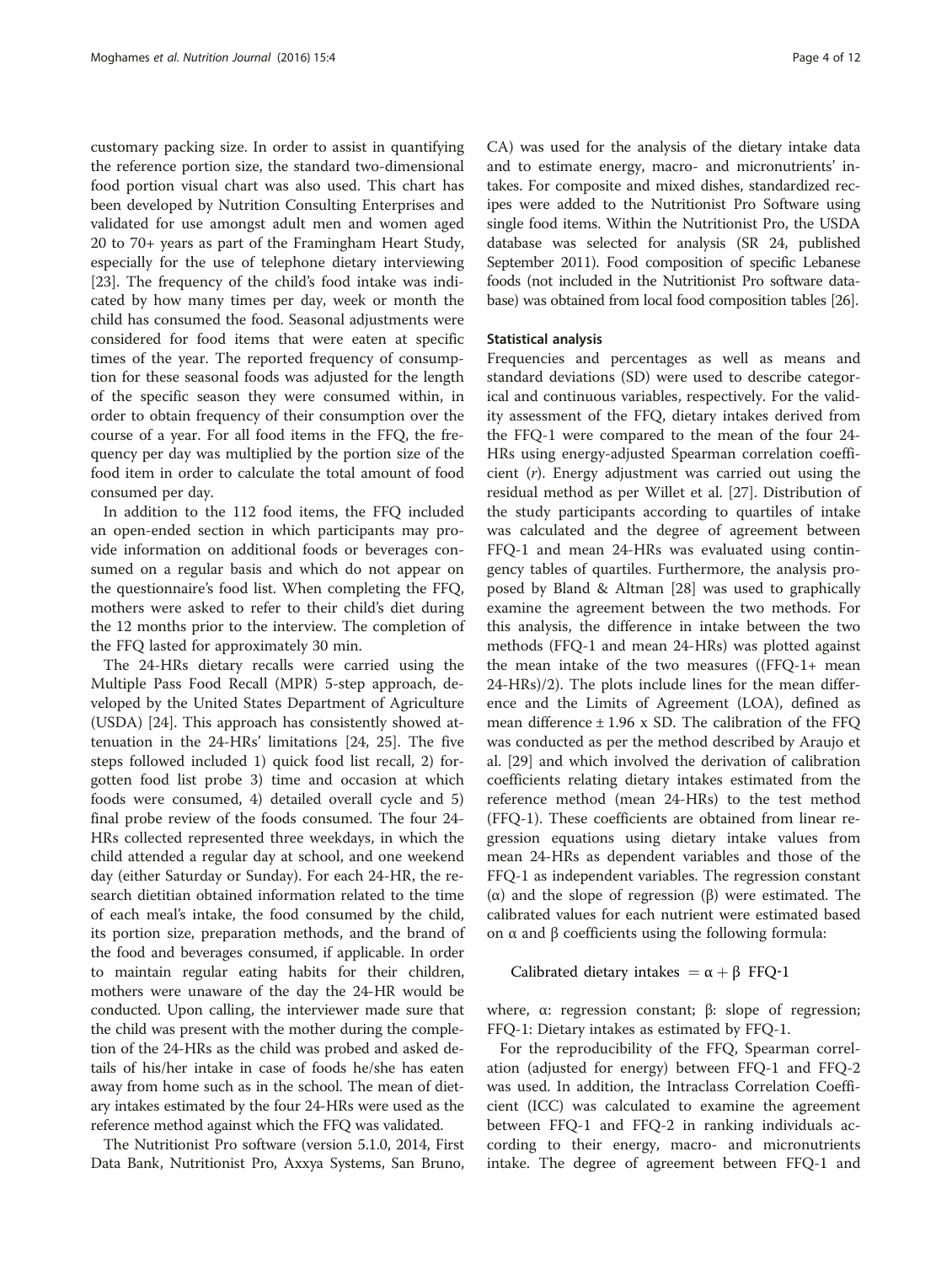customary packing size. In order to assist in quantifying the reference portion size, the standard two-dimensional food portion visual chart was also used. This chart has been developed by Nutrition Consulting Enterprises and validated for use amongst adult men and women aged 20 to 70+ years as part of the Framingham Heart Study, especially for the use of telephone dietary interviewing [23]. The frequency of the child's food intake was indicated by how many times per day, week or month the child has consumed the food. Seasonal adjustments were considered for food items that were eaten at specific times of the year. The reported frequency of consumption for these seasonal foods was adjusted for the length of the specific season they were consumed within, in order to obtain frequency of their consumption over the course of a year. For all food items in the FFQ, the frequency per day was multiplied by the portion size of the food item in order to calculate the total amount of food consumed per day.

In addition to the 112 food items, the FFQ included an open-ended section in which participants may provide information on additional foods or beverages consumed on a regular basis and which do not appear on the questionnaire's food list. When completing the FFQ, mothers were asked to refer to their child's diet during the 12 months prior to the interview. The completion of the FFQ lasted for approximately 30 min.

The 24-HRs dietary recalls were carried using the Multiple Pass Food Recall (MPR) 5-step approach, developed by the United States Department of Agriculture (USDA) [24]. This approach has consistently showed attenuation in the 24-HRs' limitations [24, 25]. The five steps followed included 1) quick food list recall, 2) forgotten food list probe 3) time and occasion at which foods were consumed, 4) detailed overall cycle and 5) final probe review of the foods consumed. The four 24-HRs collected represented three weekdays, in which the child attended a regular day at school, and one weekend day (either Saturday or Sunday). For each 24-HR, the research dietitian obtained information related to the time of each meal's intake, the food consumed by the child, its portion size, preparation methods, and the brand of the food and beverages consumed, if applicable. In order to maintain regular eating habits for their children, mothers were unaware of the day the 24-HR would be conducted. Upon calling, the interviewer made sure that the child was present with the mother during the completion of the 24-HRs as the child was probed and asked details of his/her intake in case of foods he/she has eaten away from home such as in the school. The mean of dietary intakes estimated by the four 24-HRs were used as the reference method against which the FFQ was validated.

The Nutritionist Pro software (version 5.1.0, 2014, First Data Bank, Nutritionist Pro, Axxya Systems, San Bruno, CA) was used for the analysis of the dietary intake data and to estimate energy, macro- and micronutrients' intakes. For composite and mixed dishes, standardized recipes were added to the Nutritionist Pro Software using single food items. Within the Nutritionist Pro, the USDA database was selected for analysis (SR 24, published September 2011). Food composition of specific Lebanese foods (not included in the Nutritionist Pro software database) was obtained from local food composition tables [26].

### Statistical analysis

Frequencies and percentages as well as means and standard deviations (SD) were used to describe categorical and continuous variables, respectively. For the validity assessment of the FFQ, dietary intakes derived from the FFQ-1 were compared to the mean of the four 24-HRs using energy-adjusted Spearman correlation coefficient ($r$). Energy adjustment was carried out using the residual method as per Willet et al. [27]. Distribution of the study participants according to quartiles of intake was calculated and the degree of agreement between FFQ-1 and mean 24-HRs was evaluated using contingency tables of quartiles. Furthermore, the analysis proposed by Bland & Altman [28] was used to graphically examine the agreement between the two methods. For this analysis, the difference in intake between the two methods (FFQ-1 and mean 24-HRs) was plotted against the mean intake of the two measures ((FFQ-1+ mean 24-HRs)/2). The plots include lines for the mean difference and the Limits of Agreement (LOA), defined as mean difference ± 1.96 x SD. The calibration of the FFQ was conducted as per the method described by Araujo et al. [29] and which involved the derivation of calibration coefficients relating dietary intakes estimated from the reference method (mean 24-HRs) to the test method (FFQ-1). These coefficients are obtained from linear regression equations using dietary intake values from mean 24-HRs as dependent variables and those of the FFQ-1 as independent variables. The regression constant ($\alpha$) and the slope of regression ($\beta$) were estimated. The calibrated values for each nutrient were estimated based on $\alpha$ and $\beta$ coefficients using the following formula:

$$\text{Calibrated dietary intakes} = \alpha + \beta \ \text{FFQ-1}$$

where, $\alpha$: regression constant; $\beta$: slope of regression; FFQ-1: Dietary intakes as estimated by FFQ-1.

For the reproducibility of the FFQ, Spearman correlation (adjusted for energy) between FFQ-1 and FFQ-2 was used. In addition, the Intraclass Correlation Coefficient (ICC) was calculated to examine the agreement between FFQ-1 and FFQ-2 in ranking individuals according to their energy, macro- and micronutrients intake. The degree of agreement between FFQ-1 and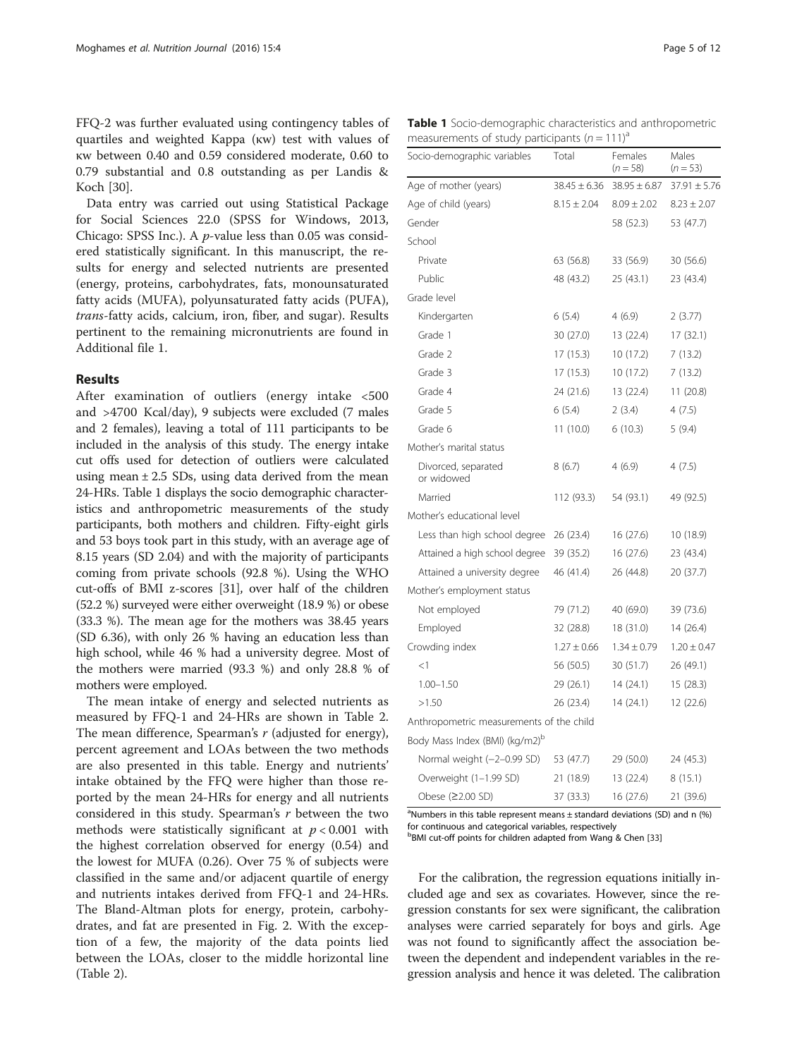FFQ-2 was further evaluated using contingency tables of quartiles and weighted Kappa (κw) test with values of κw between 0.40 and 0.59 considered moderate, 0.60 to 0.79 substantial and 0.8 outstanding as per Landis & Koch [30].

Data entry was carried out using Statistical Package for Social Sciences 22.0 (SPSS for Windows, 2013, Chicago: SPSS Inc.). A *p*-value less than 0.05 was considered statistically significant. In this manuscript, the results for energy and selected nutrients are presented (energy, proteins, carbohydrates, fats, monounsaturated fatty acids (MUFA), polyunsaturated fatty acids (PUFA), *trans*-fatty acids, calcium, iron, fiber, and sugar). Results pertinent to the remaining micronutrients are found in Additional file 1.

## Results

After examination of outliers (energy intake <500 and >4700 Kcal/day), 9 subjects were excluded (7 males and 2 females), leaving a total of 111 participants to be included in the analysis of this study. The energy intake cut offs used for detection of outliers were calculated using mean ± 2.5 SDs, using data derived from the mean 24-HRs. Table 1 displays the socio demographic characteristics and anthropometric measurements of the study participants, both mothers and children. Fifty-eight girls and 53 boys took part in this study, with an average age of 8.15 years (SD 2.04) and with the majority of participants coming from private schools (92.8 %). Using the WHO cut-offs of BMI z-scores [31], over half of the children (52.2 %) surveyed were either overweight (18.9 %) or obese (33.3 %). The mean age for the mothers was 38.45 years (SD 6.36), with only 26 % having an education less than high school, while 46 % had a university degree. Most of the mothers were married (93.3 %) and only 28.8 % of mothers were employed.

The mean intake of energy and selected nutrients as measured by FFQ-1 and 24-HRs are shown in Table 2. The mean difference, Spearman's *r* (adjusted for energy), percent agreement and LOAs between the two methods are also presented in this table. Energy and nutrients' intake obtained by the FFQ were higher than those reported by the mean 24-HRs for energy and all nutrients considered in this study. Spearman's *r* between the two methods were statistically significant at $p < 0.001$ with the highest correlation observed for energy (0.54) and the lowest for MUFA (0.26). Over 75 % of subjects were classified in the same and/or adjacent quartile of energy and nutrients intakes derived from FFQ-1 and 24-HRs. The Bland-Altman plots for energy, protein, carbohydrates, and fat are presented in Fig. 2. With the exception of a few, the majority of the data points lied between the LOAs, closer to the middle horizontal line (Table 2).

**Table 1** Socio-demographic characteristics and anthropometric measurements of study participants ($n = 111$)[a]

| Socio-demographic variables | Total | Females ($n = 58$) | Males ($n = 53$) |
|---|---|---|---|
| Age of mother (years) | 38.45 ± 6.36 | 38.95 ± 6.87 | 37.91 ± 5.76 |
| Age of child (years) | 8.15 ± 2.04 | 8.09 ± 2.02 | 8.23 ± 2.07 |
| Gender | | 58 (52.3) | 53 (47.7) |
| School | | | |
| Private | 63 (56.8) | 33 (56.9) | 30 (56.6) |
| Public | 48 (43.2) | 25 (43.1) | 23 (43.4) |
| Grade level | | | |
| Kindergarten | 6 (5.4) | 4 (6.9) | 2 (3.77) |
| Grade 1 | 30 (27.0) | 13 (22.4) | 17 (32.1) |
| Grade 2 | 17 (15.3) | 10 (17.2) | 7 (13.2) |
| Grade 3 | 17 (15.3) | 10 (17.2) | 7 (13.2) |
| Grade 4 | 24 (21.6) | 13 (22.4) | 11 (20.8) |
| Grade 5 | 6 (5.4) | 2 (3.4) | 4 (7.5) |
| Grade 6 | 11 (10.0) | 6 (10.3) | 5 (9.4) |
| Mother's marital status | | | |
| Divorced, separated or widowed | 8 (6.7) | 4 (6.9) | 4 (7.5) |
| Married | 112 (93.3) | 54 (93.1) | 49 (92.5) |
| Mother's educational level | | | |
| Less than high school degree | 26 (23.4) | 16 (27.6) | 10 (18.9) |
| Attained a high school degree | 39 (35.2) | 16 (27.6) | 23 (43.4) |
| Attained a university degree | 46 (41.4) | 26 (44.8) | 20 (37.7) |
| Mother's employment status | | | |
| Not employed | 79 (71.2) | 40 (69.0) | 39 (73.6) |
| Employed | 32 (28.8) | 18 (31.0) | 14 (26.4) |
| Crowding index | 1.27 ± 0.66 | 1.34 ± 0.79 | 1.20 ± 0.47 |
| <1 | 56 (50.5) | 30 (51.7) | 26 (49.1) |
| 1.00–1.50 | 29 (26.1) | 14 (24.1) | 15 (28.3) |
| >1.50 | 26 (23.4) | 14 (24.1) | 12 (22.6) |
| Anthropometric measurements of the child | | | |
| Body Mass Index (BMI) (kg/m2)[b] | | | |
| Normal weight (−2–0.99 SD) | 53 (47.7) | 29 (50.0) | 24 (45.3) |
| Overweight (1–1.99 SD) | 21 (18.9) | 13 (22.4) | 8 (15.1) |
| Obese (≥2.00 SD) | 37 (33.3) | 16 (27.6) | 21 (39.6) |

[a]Numbers in this table represent means ± standard deviations (SD) and n (%) for continuous and categorical variables, respectively

[b]BMI cut-off points for children adapted from Wang & Chen [33]

For the calibration, the regression equations initially included age and sex as covariates. However, since the regression constants for sex were significant, the calibration analyses were carried separately for boys and girls. Age was not found to significantly affect the association between the dependent and independent variables in the regression analysis and hence it was deleted. The calibration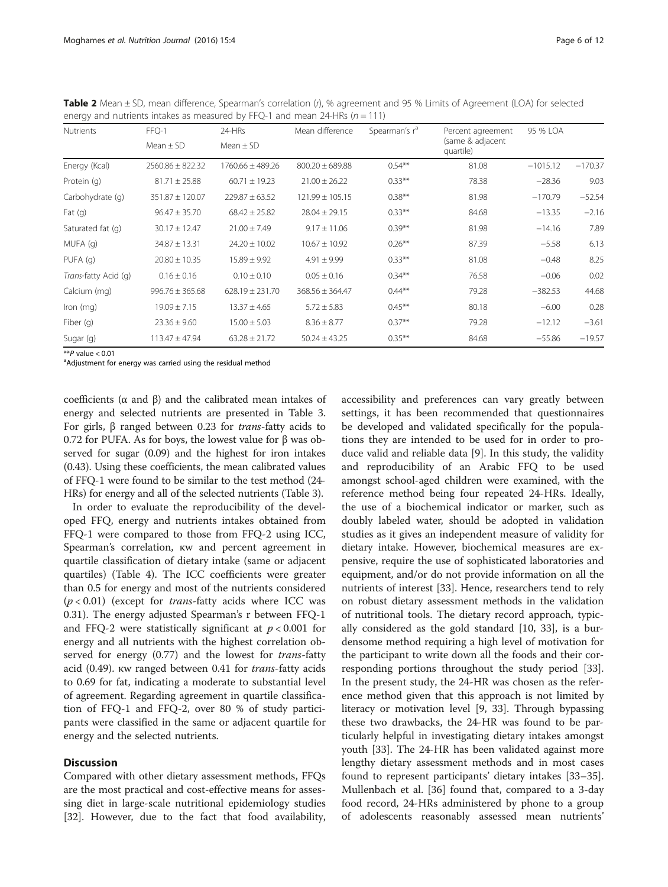**Table 2** Mean ± SD, mean difference, Spearman's correlation (*r*), % agreement and 95 % Limits of Agreement (LOA) for selected energy and nutrients intakes as measured by FFQ-1 and mean 24-HRs ($n = 111$)

| Nutrients | FFQ-1 | 24-HRs | Mean difference | Spearman's r[a] | Percent agreement (same & adjacent quartile) | 95 % LOA | |
|---|---|---|---|---|---|---|---|
| | Mean ± SD | Mean ± SD | | | | | |
| Energy (Kcal) | 2560.86 ± 822.32 | 1760.66 ± 489.26 | 800.20 ± 689.88 | 0.54** | 81.08 | −1015.12 | −170.37 |
| Protein (g) | 81.71 ± 25.88 | 60.71 ± 19.23 | 21.00 ± 26.22 | 0.33** | 78.38 | −28.36 | 9.03 |
| Carbohydrate (g) | 351.87 ± 120.07 | 229.87 ± 63.52 | 121.99 ± 105.15 | 0.38** | 81.98 | −170.79 | −52.54 |
| Fat (g) | 96.47 ± 35.70 | 68.42 ± 25.82 | 28.04 ± 29.15 | 0.33** | 84.68 | −13.35 | −2.16 |
| Saturated fat (g) | 30.17 ± 12.47 | 21.00 ± 7.49 | 9.17 ± 11.06 | 0.39** | 81.98 | −14.16 | 7.89 |
| MUFA (g) | 34.87 ± 13.31 | 24.20 ± 10.02 | 10.67 ± 10.92 | 0.26** | 87.39 | −5.58 | 6.13 |
| PUFA (g) | 20.80 ± 10.35 | 15.89 ± 9.92 | 4.91 ± 9.99 | 0.33** | 81.08 | −0.48 | 8.25 |
| *Trans*-fatty Acid (g) | 0.16 ± 0.16 | 0.10 ± 0.10 | 0.05 ± 0.16 | 0.34** | 76.58 | −0.06 | 0.02 |
| Calcium (mg) | 996.76 ± 365.68 | 628.19 ± 231.70 | 368.56 ± 364.47 | 0.44** | 79.28 | −382.53 | 44.68 |
| Iron (mg) | 19.09 ± 7.15 | 13.37 ± 4.65 | 5.72 ± 5.83 | 0.45** | 80.18 | −6.00 | 0.28 |
| Fiber (g) | 23.36 ± 9.60 | 15.00 ± 5.03 | 8.36 ± 8.77 | 0.37** | 79.28 | −12.12 | −3.61 |
| Sugar (g) | 113.47 ± 47.94 | 63.28 ± 21.72 | 50.24 ± 43.25 | 0.35** | 84.68 | −55.86 | −19.57 |

**$P$ value < 0.01

[a]Adjustment for energy was carried using the residual method

coefficients (α and β) and the calibrated mean intakes of energy and selected nutrients are presented in Table 3. For girls, β ranged between 0.23 for *trans*-fatty acids to 0.72 for PUFA. As for boys, the lowest value for β was observed for sugar (0.09) and the highest for iron intakes (0.43). Using these coefficients, the mean calibrated values of FFQ-1 were found to be similar to the test method (24-HRs) for energy and all of the selected nutrients (Table 3).

In order to evaluate the reproducibility of the developed FFQ, energy and nutrients intakes obtained from FFQ-1 were compared to those from FFQ-2 using ICC, Spearman's correlation, κw and percent agreement in quartile classification of dietary intake (same or adjacent quartiles) (Table 4). The ICC coefficients were greater than 0.5 for energy and most of the nutrients considered ($p < 0.01$) (except for *trans*-fatty acids where ICC was 0.31). The energy adjusted Spearman's r between FFQ-1 and FFQ-2 were statistically significant at $p < 0.001$ for energy and all nutrients with the highest correlation observed for energy (0.77) and the lowest for *trans*-fatty acid (0.49). κw ranged between 0.41 for *trans*-fatty acids to 0.69 for fat, indicating a moderate to substantial level of agreement. Regarding agreement in quartile classification of FFQ-1 and FFQ-2, over 80 % of study participants were classified in the same or adjacent quartile for energy and the selected nutrients.

## Discussion

Compared with other dietary assessment methods, FFQs are the most practical and cost-effective means for assessing diet in large-scale nutritional epidemiology studies [32]. However, due to the fact that food availability, accessibility and preferences can vary greatly between settings, it has been recommended that questionnaires be developed and validated specifically for the populations they are intended to be used for in order to produce valid and reliable data [9]. In this study, the validity and reproducibility of an Arabic FFQ to be used amongst school-aged children were examined, with the reference method being four repeated 24-HRs. Ideally, the use of a biochemical indicator or marker, such as doubly labeled water, should be adopted in validation studies as it gives an independent measure of validity for dietary intake. However, biochemical measures are expensive, require the use of sophisticated laboratories and equipment, and/or do not provide information on all the nutrients of interest [33]. Hence, researchers tend to rely on robust dietary assessment methods in the validation of nutritional tools. The dietary record approach, typically considered as the gold standard [10, 33], is a burdensome method requiring a high level of motivation for the participant to write down all the foods and their corresponding portions throughout the study period [33]. In the present study, the 24-HR was chosen as the reference method given that this approach is not limited by literacy or motivation level [9, 33]. Through bypassing these two drawbacks, the 24-HR was found to be particularly helpful in investigating dietary intakes amongst youth [33]. The 24-HR has been validated against more lengthy dietary assessment methods and in most cases found to represent participants' dietary intakes [33–35]. Mullenbach et al. [36] found that, compared to a 3-day food record, 24-HRs administered by phone to a group of adolescents reasonably assessed mean nutrients'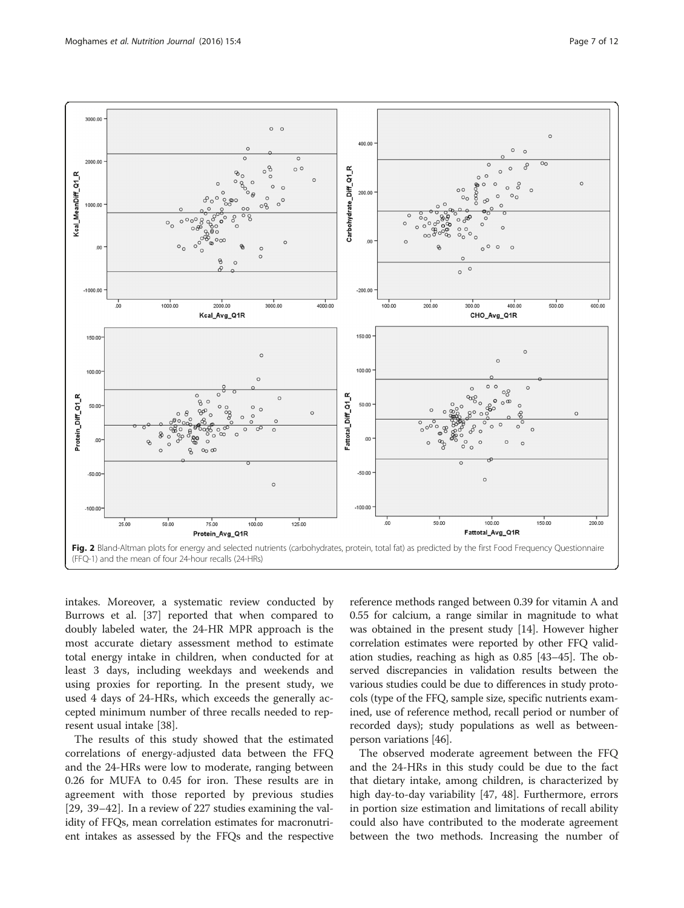Fig. 2 Bland-Altman plots for energy and selected nutrients (carbohydrates, protein, total fat) as predicted by the first Food Frequency Questionnaire (FFQ-1) and the mean of four 24-hour recalls (24-HRs)

intakes. Moreover, a systematic review conducted by Burrows et al. [37] reported that when compared to doubly labeled water, the 24-HR MPR approach is the most accurate dietary assessment method to estimate total energy intake in children, when conducted for at least 3 days, including weekdays and weekends and using proxies for reporting. In the present study, we used 4 days of 24-HRs, which exceeds the generally accepted minimum number of three recalls needed to represent usual intake [38].

The results of this study showed that the estimated correlations of energy-adjusted data between the FFQ and the 24-HRs were low to moderate, ranging between 0.26 for MUFA to 0.45 for iron. These results are in agreement with those reported by previous studies [29, 39–42]. In a review of 227 studies examining the validity of FFQs, mean correlation estimates for macronutrient intakes as assessed by the FFQs and the respective reference methods ranged between 0.39 for vitamin A and 0.55 for calcium, a range similar in magnitude to what was obtained in the present study [14]. However higher correlation estimates were reported by other FFQ validation studies, reaching as high as 0.85 [43–45]. The observed discrepancies in validation results between the various studies could be due to differences in study protocols (type of the FFQ, sample size, specific nutrients examined, use of reference method, recall period or number of recorded days); study populations as well as between-person variations [46].

The observed moderate agreement between the FFQ and the 24-HRs in this study could be due to the fact that dietary intake, among children, is characterized by high day-to-day variability [47, 48]. Furthermore, errors in portion size estimation and limitations of recall ability could also have contributed to the moderate agreement between the two methods. Increasing the number of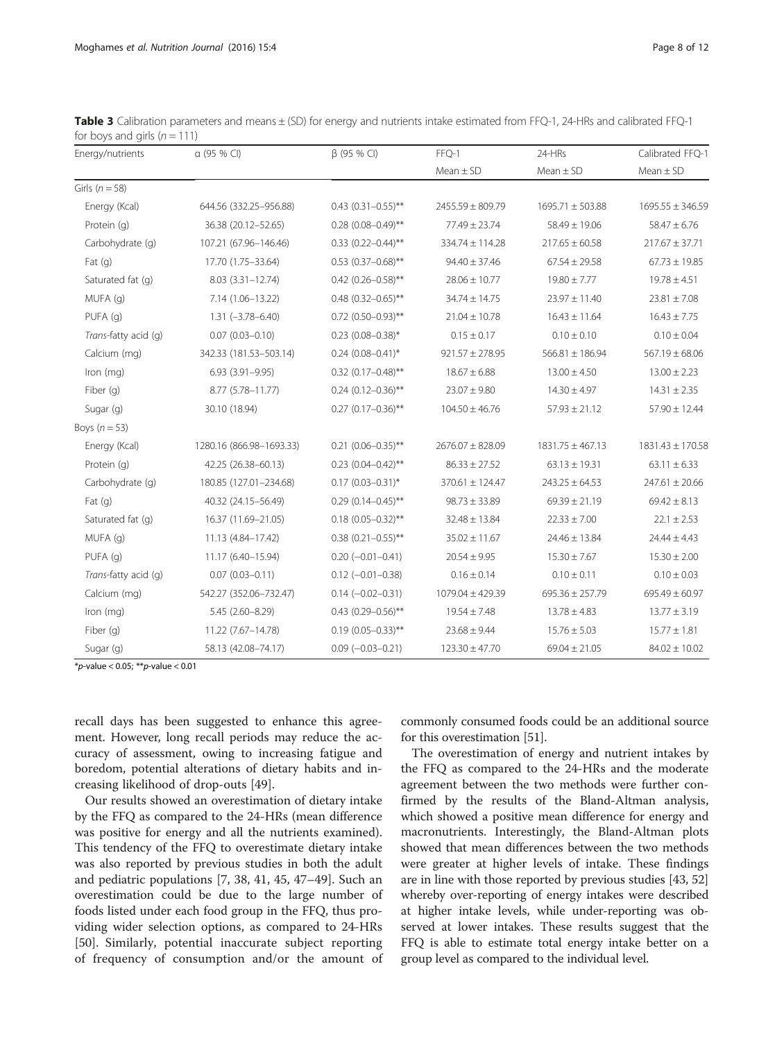**Table 3** Calibration parameters and means ± (SD) for energy and nutrients intake estimated from FFQ-1, 24-HRs and calibrated FFQ-1 for boys and girls ($n = 111$)

| Energy/nutrients | α (95 % CI) | β (95 % CI) | FFQ-1 | 24-HRs | Calibrated FFQ-1 |
|---|---|---|---|---|---|
| | | | Mean ± SD | Mean ± SD | Mean ± SD |
| Girls ($n = 58$) | | | | | |
| Energy (Kcal) | 644.56 (332.25–956.88) | 0.43 (0.31–0.55)** | 2455.59 ± 809.79 | 1695.71 ± 503.88 | 1695.55 ± 346.59 |
| Protein (g) | 36.38 (20.12–52.65) | 0.28 (0.08–0.49)** | 77.49 ± 23.74 | 58.49 ± 19.06 | 58.47 ± 6.76 |
| Carbohydrate (g) | 107.21 (67.96–146.46) | 0.33 (0.22–0.44)** | 334.74 ± 114.28 | 217.65 ± 60.58 | 217.67 ± 37.71 |
| Fat (g) | 17.70 (1.75–33.64) | 0.53 (0.37–0.68)** | 94.40 ± 37.46 | 67.54 ± 29.58 | 67.73 ± 19.85 |
| Saturated fat (g) | 8.03 (3.31–12.74) | 0.42 (0.26–0.58)** | 28.06 ± 10.77 | 19.80 ± 7.77 | 19.78 ± 4.51 |
| MUFA (g) | 7.14 (1.06–13.22) | 0.48 (0.32–0.65)** | 34.74 ± 14.75 | 23.97 ± 11.40 | 23.81 ± 7.08 |
| PUFA (g) | 1.31 (−3.78–6.40) | 0.72 (0.50–0.93)** | 21.04 ± 10.78 | 16.43 ± 11.64 | 16.43 ± 7.75 |
| *Trans*-fatty acid (g) | 0.07 (0.03–0.10) | 0.23 (0.08–0.38)* | 0.15 ± 0.17 | 0.10 ± 0.10 | 0.10 ± 0.04 |
| Calcium (mg) | 342.33 (181.53–503.14) | 0.24 (0.08–0.41)* | 921.57 ± 278.95 | 566.81 ± 186.94 | 567.19 ± 68.06 |
| Iron (mg) | 6.93 (3.91–9.95) | 0.32 (0.17–0.48)** | 18.67 ± 6.88 | 13.00 ± 4.50 | 13.00 ± 2.23 |
| Fiber (g) | 8.77 (5.78–11.77) | 0.24 (0.12–0.36)** | 23.07 ± 9.80 | 14.30 ± 4.97 | 14.31 ± 2.35 |
| Sugar (g) | 30.10 (18.94) | 0.27 (0.17–0.36)** | 104.50 ± 46.76 | 57.93 ± 21.12 | 57.90 ± 12.44 |
| Boys ($n = 53$) | | | | | |
| Energy (Kcal) | 1280.16 (866.98–1693.33) | 0.21 (0.06–0.35)** | 2676.07 ± 828.09 | 1831.75 ± 467.13 | 1831.43 ± 170.58 |
| Protein (g) | 42.25 (26.38–60.13) | 0.23 (0.04–0.42)** | 86.33 ± 27.52 | 63.13 ± 19.31 | 63.11 ± 6.33 |
| Carbohydrate (g) | 180.85 (127.01–234.68) | 0.17 (0.03–0.31)* | 370.61 ± 124.47 | 243.25 ± 64.53 | 247.61 ± 20.66 |
| Fat (g) | 40.32 (24.15–56.49) | 0.29 (0.14–0.45)** | 98.73 ± 33.89 | 69.39 ± 21.19 | 69.42 ± 8.13 |
| Saturated fat (g) | 16.37 (11.69–21.05) | 0.18 (0.05–0.32)** | 32.48 ± 13.84 | 22.33 ± 7.00 | 22.1 ± 2.53 |
| MUFA (g) | 11.13 (4.84–17.42) | 0.38 (0.21–0.55)** | 35.02 ± 11.67 | 24.46 ± 13.84 | 24.44 ± 4.43 |
| PUFA (g) | 11.17 (6.40–15.94) | 0.20 (−0.01–0.41) | 20.54 ± 9.95 | 15.30 ± 7.67 | 15.30 ± 2.00 |
| *Trans*-fatty acid (g) | 0.07 (0.03–0.11) | 0.12 (−0.01–0.38) | 0.16 ± 0.14 | 0.10 ± 0.11 | 0.10 ± 0.03 |
| Calcium (mg) | 542.27 (352.06–732.47) | 0.14 (−0.02–0.31) | 1079.04 ± 429.39 | 695.36 ± 257.79 | 695.49 ± 60.97 |
| Iron (mg) | 5.45 (2.60–8.29) | 0.43 (0.29–0.56)** | 19.54 ± 7.48 | 13.78 ± 4.83 | 13.77 ± 3.19 |
| Fiber (g) | 11.22 (7.67–14.78) | 0.19 (0.05–0.33)** | 23.68 ± 9.44 | 15.76 ± 5.03 | 15.77 ± 1.81 |
| Sugar (g) | 58.13 (42.08–74.17) | 0.09 (−0.03–0.21) | 123.30 ± 47.70 | 69.04 ± 21.05 | 84.02 ± 10.02 |

*$p$-value < 0.05; **$p$-value < 0.01

recall days has been suggested to enhance this agreement. However, long recall periods may reduce the accuracy of assessment, owing to increasing fatigue and boredom, potential alterations of dietary habits and increasing likelihood of drop-outs [49].

Our results showed an overestimation of dietary intake by the FFQ as compared to the 24-HRs (mean difference was positive for energy and all the nutrients examined). This tendency of the FFQ to overestimate dietary intake was also reported by previous studies in both the adult and pediatric populations [7, 38, 41, 45, 47–49]. Such an overestimation could be due to the large number of foods listed under each food group in the FFQ, thus providing wider selection options, as compared to 24-HRs [50]. Similarly, potential inaccurate subject reporting of frequency of consumption and/or the amount of commonly consumed foods could be an additional source for this overestimation [51].

The overestimation of energy and nutrient intakes by the FFQ as compared to the 24-HRs and the moderate agreement between the two methods were further confirmed by the results of the Bland-Altman analysis, which showed a positive mean difference for energy and macronutrients. Interestingly, the Bland-Altman plots showed that mean differences between the two methods were greater at higher levels of intake. These findings are in line with those reported by previous studies [43, 52] whereby over-reporting of energy intakes were described at higher intake levels, while under-reporting was observed at lower intakes. These results suggest that the FFQ is able to estimate total energy intake better on a group level as compared to the individual level.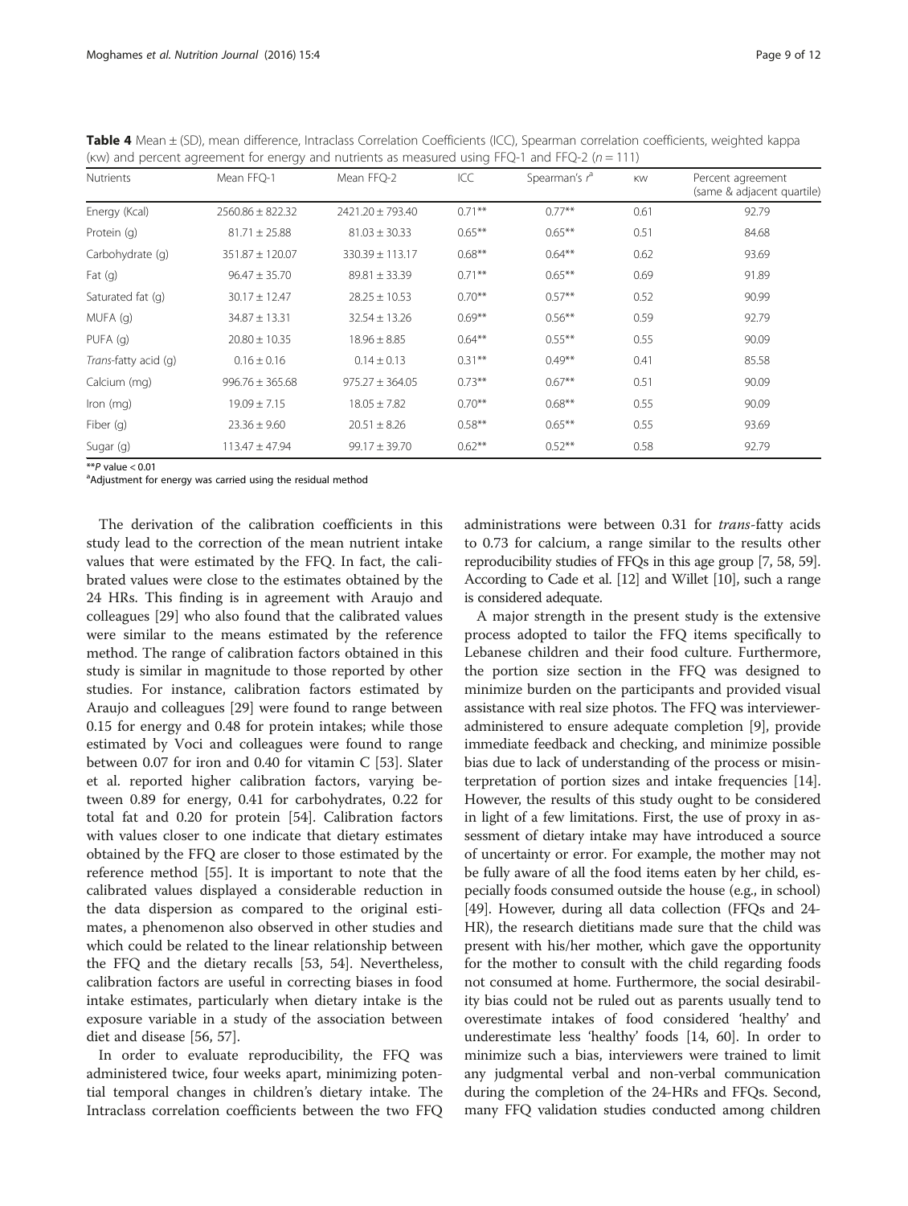**Table 4** Mean ± (SD), mean difference, Intraclass Correlation Coefficients (ICC), Spearman correlation coefficients, weighted kappa (κw) and percent agreement for energy and nutrients as measured using FFQ-1 and FFQ-2 ($n = 111$)

| Nutrients | Mean FFQ-1 | Mean FFQ-2 | ICC | Spearman's $r^a$ | κw | Percent agreement (same & adjacent quartile) |
|---|---|---|---|---|---|---|
| Energy (Kcal) | 2560.86 ± 822.32 | 2421.20 ± 793.40 | 0.71** | 0.77** | 0.61 | 92.79 |
| Protein (g) | 81.71 ± 25.88 | 81.03 ± 30.33 | 0.65** | 0.65** | 0.51 | 84.68 |
| Carbohydrate (g) | 351.87 ± 120.07 | 330.39 ± 113.17 | 0.68** | 0.64** | 0.62 | 93.69 |
| Fat (g) | 96.47 ± 35.70 | 89.81 ± 33.39 | 0.71** | 0.65** | 0.69 | 91.89 |
| Saturated fat (g) | 30.17 ± 12.47 | 28.25 ± 10.53 | 0.70** | 0.57** | 0.52 | 90.99 |
| MUFA (g) | 34.87 ± 13.31 | 32.54 ± 13.26 | 0.69** | 0.56** | 0.59 | 92.79 |
| PUFA (g) | 20.80 ± 10.35 | 18.96 ± 8.85 | 0.64** | 0.55** | 0.55 | 90.09 |
| *Trans*-fatty acid (g) | 0.16 ± 0.16 | 0.14 ± 0.13 | 0.31** | 0.49** | 0.41 | 85.58 |
| Calcium (mg) | 996.76 ± 365.68 | 975.27 ± 364.05 | 0.73** | 0.67** | 0.51 | 90.09 |
| Iron (mg) | 19.09 ± 7.15 | 18.05 ± 7.82 | 0.70** | 0.68** | 0.55 | 90.09 |
| Fiber (g) | 23.36 ± 9.60 | 20.51 ± 8.26 | 0.58** | 0.65** | 0.55 | 93.69 |
| Sugar (g) | 113.47 ± 47.94 | 99.17 ± 39.70 | 0.62** | 0.52** | 0.58 | 92.79 |

**$P$ value < 0.01
[a]Adjustment for energy was carried using the residual method

The derivation of the calibration coefficients in this study lead to the correction of the mean nutrient intake values that were estimated by the FFQ. In fact, the calibrated values were close to the estimates obtained by the 24 HRs. This finding is in agreement with Araujo and colleagues [29] who also found that the calibrated values were similar to the means estimated by the reference method. The range of calibration factors obtained in this study is similar in magnitude to those reported by other studies. For instance, calibration factors estimated by Araujo and colleagues [29] were found to range between 0.15 for energy and 0.48 for protein intakes; while those estimated by Voci and colleagues were found to range between 0.07 for iron and 0.40 for vitamin C [53]. Slater et al. reported higher calibration factors, varying between 0.89 for energy, 0.41 for carbohydrates, 0.22 for total fat and 0.20 for protein [54]. Calibration factors with values closer to one indicate that dietary estimates obtained by the FFQ are closer to those estimated by the reference method [55]. It is important to note that the calibrated values displayed a considerable reduction in the data dispersion as compared to the original estimates, a phenomenon also observed in other studies and which could be related to the linear relationship between the FFQ and the dietary recalls [53, 54]. Nevertheless, calibration factors are useful in correcting biases in food intake estimates, particularly when dietary intake is the exposure variable in a study of the association between diet and disease [56, 57].

In order to evaluate reproducibility, the FFQ was administered twice, four weeks apart, minimizing potential temporal changes in children's dietary intake. The Intraclass correlation coefficients between the two FFQ administrations were between 0.31 for *trans*-fatty acids to 0.73 for calcium, a range similar to the results other reproducibility studies of FFQs in this age group [7, 58, 59]. According to Cade et al. [12] and Willet [10], such a range is considered adequate.

A major strength in the present study is the extensive process adopted to tailor the FFQ items specifically to Lebanese children and their food culture. Furthermore, the portion size section in the FFQ was designed to minimize burden on the participants and provided visual assistance with real size photos. The FFQ was interviewer-administered to ensure adequate completion [9], provide immediate feedback and checking, and minimize possible bias due to lack of understanding of the process or misinterpretation of portion sizes and intake frequencies [14]. However, the results of this study ought to be considered in light of a few limitations. First, the use of proxy in assessment of dietary intake may have introduced a source of uncertainty or error. For example, the mother may not be fully aware of all the food items eaten by her child, especially foods consumed outside the house (e.g., in school) [49]. However, during all data collection (FFQs and 24-HR), the research dietitians made sure that the child was present with his/her mother, which gave the opportunity for the mother to consult with the child regarding foods not consumed at home. Furthermore, the social desirability bias could not be ruled out as parents usually tend to overestimate intakes of food considered 'healthy' and underestimate less 'healthy' foods [14, 60]. In order to minimize such a bias, interviewers were trained to limit any judgmental verbal and non-verbal communication during the completion of the 24-HRs and FFQs. Second, many FFQ validation studies conducted among children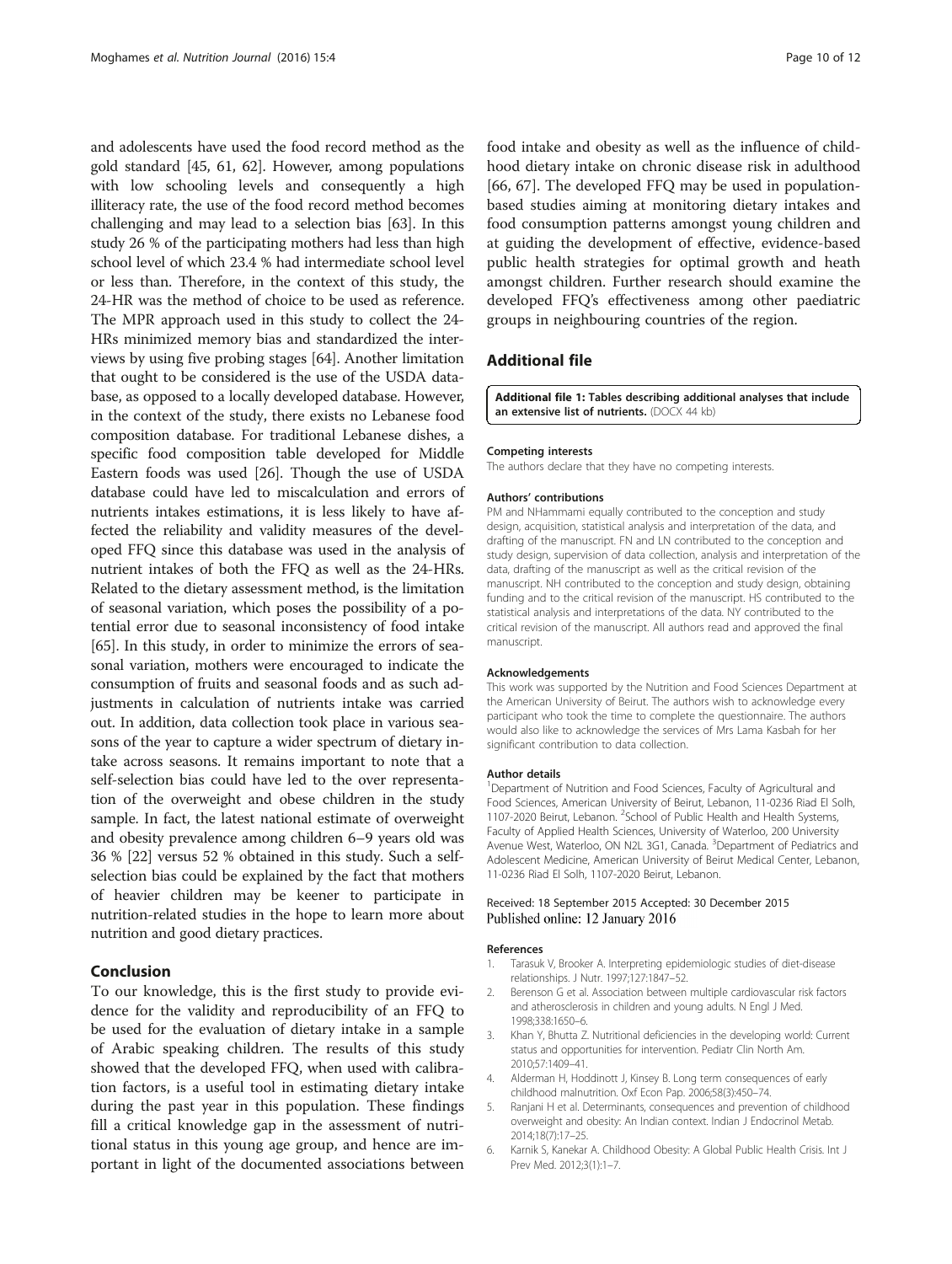and adolescents have used the food record method as the gold standard [45, 61, 62]. However, among populations with low schooling levels and consequently a high illiteracy rate, the use of the food record method becomes challenging and may lead to a selection bias [63]. In this study 26 % of the participating mothers had less than high school level of which 23.4 % had intermediate school level or less than. Therefore, in the context of this study, the 24-HR was the method of choice to be used as reference. The MPR approach used in this study to collect the 24-HRs minimized memory bias and standardized the interviews by using five probing stages [64]. Another limitation that ought to be considered is the use of the USDA database, as opposed to a locally developed database. However, in the context of the study, there exists no Lebanese food composition database. For traditional Lebanese dishes, a specific food composition table developed for Middle Eastern foods was used [26]. Though the use of USDA database could have led to miscalculation and errors of nutrients intakes estimations, it is less likely to have affected the reliability and validity measures of the developed FFQ since this database was used in the analysis of nutrient intakes of both the FFQ as well as the 24-HRs. Related to the dietary assessment method, is the limitation of seasonal variation, which poses the possibility of a potential error due to seasonal inconsistency of food intake [65]. In this study, in order to minimize the errors of seasonal variation, mothers were encouraged to indicate the consumption of fruits and seasonal foods and as such adjustments in calculation of nutrients intake was carried out. In addition, data collection took place in various seasons of the year to capture a wider spectrum of dietary intake across seasons. It remains important to note that a self-selection bias could have led to the over representation of the overweight and obese children in the study sample. In fact, the latest national estimate of overweight and obesity prevalence among children 6–9 years old was 36 % [22] versus 52 % obtained in this study. Such a self-selection bias could be explained by the fact that mothers of heavier children may be keener to participate in nutrition-related studies in the hope to learn more about nutrition and good dietary practices.

## Conclusion

To our knowledge, this is the first study to provide evidence for the validity and reproducibility of an FFQ to be used for the evaluation of dietary intake in a sample of Arabic speaking children. The results of this study showed that the developed FFQ, when used with calibration factors, is a useful tool in estimating dietary intake during the past year in this population. These findings fill a critical knowledge gap in the assessment of nutritional status in this young age group, and hence are important in light of the documented associations between food intake and obesity as well as the influence of childhood dietary intake on chronic disease risk in adulthood [66, 67]. The developed FFQ may be used in population-based studies aiming at monitoring dietary intakes and food consumption patterns amongst young children and at guiding the development of effective, evidence-based public health strategies for optimal growth and heath amongst children. Further research should examine the developed FFQ's effectiveness among other paediatric groups in neighbouring countries of the region.

## Additional file

**Additional file 1: Tables describing additional analyses that include an extensive list of nutrients.** (DOCX 44 kb)

#### Competing interests

The authors declare that they have no competing interests.

#### Authors' contributions

PM and NHammami equally contributed to the conception and study design, acquisition, statistical analysis and interpretation of the data, and drafting of the manuscript. FN and LN contributed to the conception and study design, supervision of data collection, analysis and interpretation of the data, drafting of the manuscript as well as the critical revision of the manuscript. NH contributed to the conception and study design, obtaining funding and to the critical revision of the manuscript. HS contributed to the statistical analysis and interpretations of the data. NY contributed to the critical revision of the manuscript. All authors read and approved the final manuscript.

#### Acknowledgements

This work was supported by the Nutrition and Food Sciences Department at the American University of Beirut. The authors wish to acknowledge every participant who took the time to complete the questionnaire. The authors would also like to acknowledge the services of Mrs Lama Kasbah for her significant contribution to data collection.

#### Author details

[1]Department of Nutrition and Food Sciences, Faculty of Agricultural and Food Sciences, American University of Beirut, Lebanon, 11-0236 Riad El Solh, 1107-2020 Beirut, Lebanon. [2]School of Public Health and Health Systems, Faculty of Applied Health Sciences, University of Waterloo, 200 University Avenue West, Waterloo, ON N2L 3G1, Canada. [3]Department of Pediatrics and Adolescent Medicine, American University of Beirut Medical Center, Lebanon, 11-0236 Riad El Solh, 1107-2020 Beirut, Lebanon.

Received: 18 September 2015 Accepted: 30 December 2015
Published online: 12 January 2016

#### References

1. Tarasuk V, Brooker A. Interpreting epidemiologic studies of diet-disease relationships. J Nutr. 1997;127:1847–52.
2. Berenson G et al. Association between multiple cardiovascular risk factors and atherosclerosis in children and young adults. N Engl J Med. 1998;338:1650–6.
3. Khan Y, Bhutta Z. Nutritional deficiencies in the developing world: Current status and opportunities for intervention. Pediatr Clin North Am. 2010;57:1409–41.
4. Alderman H, Hoddinott J, Kinsey B. Long term consequences of early childhood malnutrition. Oxf Econ Pap. 2006;58(3):450–74.
5. Ranjani H et al. Determinants, consequences and prevention of childhood overweight and obesity: An Indian context. Indian J Endocrinol Metab. 2014;18(7):17–25.
6. Karnik S, Kanekar A. Childhood Obesity: A Global Public Health Crisis. Int J Prev Med. 2012;3(1):1–7.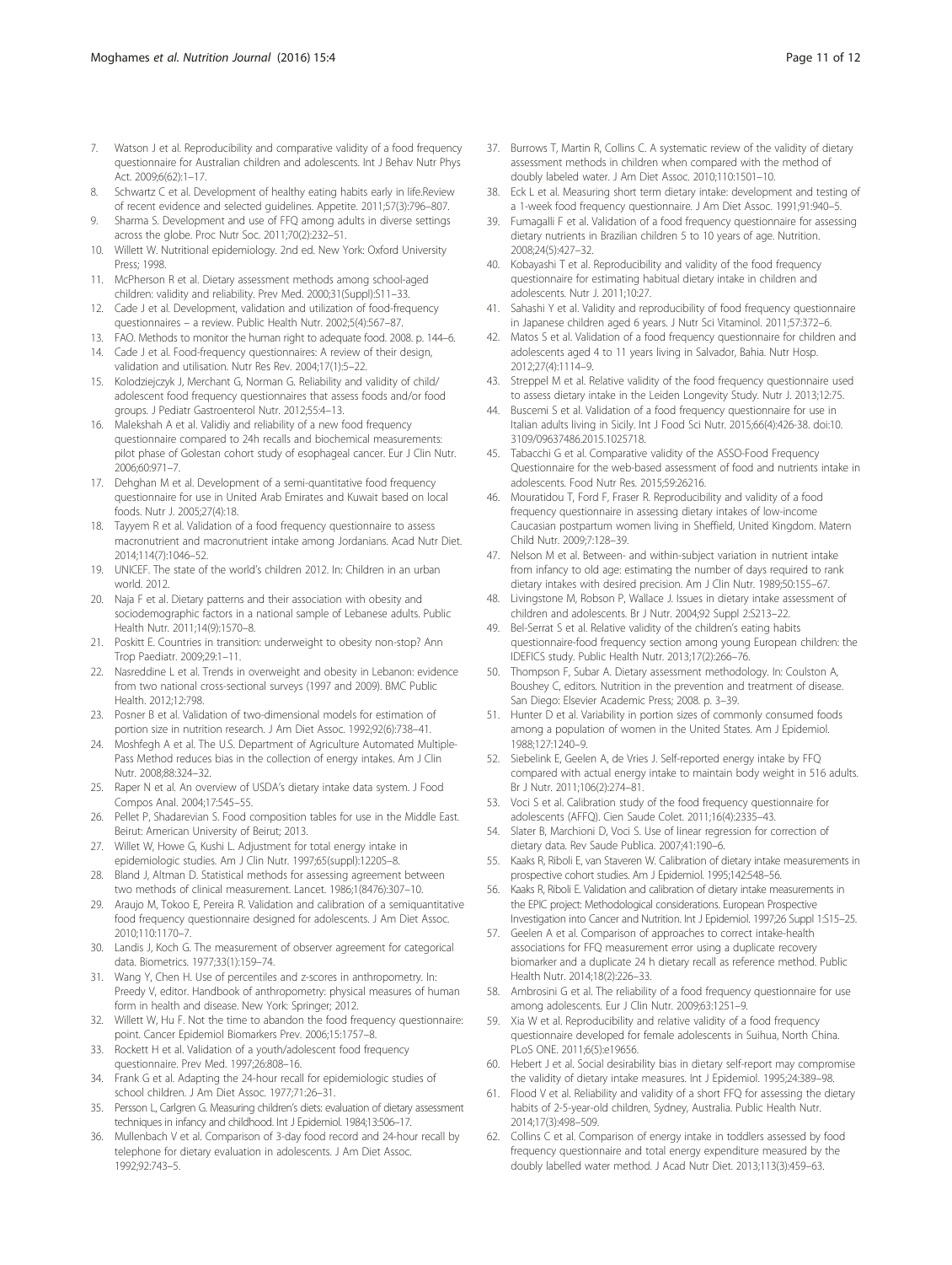7. Watson J et al. Reproducibility and comparative validity of a food frequency questionnaire for Australian children and adolescents. Int J Behav Nutr Phys Act. 2009;6(62):1–17.
8. Schwartz C et al. Development of healthy eating habits early in life.Review of recent evidence and selected guidelines. Appetite. 2011;57(3):796–807.
9. Sharma S. Development and use of FFQ among adults in diverse settings across the globe. Proc Nutr Soc. 2011;70(2):232–51.
10. Willett W. Nutritional epidemiology. 2nd ed. New York: Oxford University Press; 1998.
11. McPherson R et al. Dietary assessment methods among school-aged children: validity and reliability. Prev Med. 2000;31(Suppl):S11–33.
12. Cade J et al. Development, validation and utilization of food-frequency questionnaires – a review. Public Health Nutr. 2002;5(4):567–87.
13. FAO. Methods to monitor the human right to adequate food. 2008. p. 144–6.
14. Cade J et al. Food-frequency questionnaires: A review of their design, validation and utilisation. Nutr Res Rev. 2004;17(1):5–22.
15. Kolodziejczyk J, Merchant G, Norman G. Reliability and validity of child/adolescent food frequency questionnaires that assess foods and/or food groups. J Pediatr Gastroenterol Nutr. 2012;55:4–13.
16. Malekshah A et al. Validiy and reliability of a new food frequency questionnaire compared to 24h recalls and biochemical measurements: pilot phase of Golestan cohort study of esophageal cancer. Eur J Clin Nutr. 2006;60:971–7.
17. Dehghan M et al. Development of a semi-quantitative food frequency questionnaire for use in United Arab Emirates and Kuwait based on local foods. Nutr J. 2005;27(4):18.
18. Tayyem R et al. Validation of a food frequency questionnaire to assess macronutrient and macronutrient intake among Jordanians. Acad Nutr Diet. 2014;114(7):1046–52.
19. UNICEF. The state of the world's children 2012. In: Children in an urban world. 2012.
20. Naja F et al. Dietary patterns and their association with obesity and sociodemographic factors in a national sample of Lebanese adults. Public Health Nutr. 2011;14(9):1570–8.
21. Poskitt E. Countries in transition: underweight to obesity non-stop? Ann Trop Paediatr. 2009;29:1–11.
22. Nasreddine L et al. Trends in overweight and obesity in Lebanon: evidence from two national cross-sectional surveys (1997 and 2009). BMC Public Health. 2012;12:798.
23. Posner B et al. Validation of two-dimensional models for estimation of portion size in nutrition research. J Am Diet Assoc. 1992;92(6):738–41.
24. Moshfegh A et al. The U.S. Department of Agriculture Automated Multiple-Pass Method reduces bias in the collection of energy intakes. Am J Clin Nutr. 2008;88:324–32.
25. Raper N et al. An overview of USDA's dietary intake data system. J Food Compos Anal. 2004;17:545–55.
26. Pellet P, Shadarevian S. Food composition tables for use in the Middle East. Beirut: American University of Beirut; 2013.
27. Willet W, Howe G, Kushi L. Adjustment for total energy intake in epidemiologic studies. Am J Clin Nutr. 1997;65(suppl):1220S–8.
28. Bland J, Altman D. Statistical methods for assessing agreement between two methods of clinical measurement. Lancet. 1986;1(8476):307–10.
29. Araujo M, Tokoo E, Pereira R. Validation and calibration of a semiquantitative food frequency questionnaire designed for adolescents. J Am Diet Assoc. 2010;110:1170–7.
30. Landis J, Koch G. The measurement of observer agreement for categorical data. Biometrics. 1977;33(1):159–74.
31. Wang Y, Chen H. Use of percentiles and z-scores in anthropometry. In: Preedy V, editor. Handbook of anthropometry: physical measures of human form in health and disease. New York: Springer; 2012.
32. Willett W, Hu F. Not the time to abandon the food frequency questionnaire: point. Cancer Epidemiol Biomarkers Prev. 2006;15:1757–8.
33. Rockett H et al. Validation of a youth/adolescent food frequency questionnaire. Prev Med. 1997;26:808–16.
34. Frank G et al. Adapting the 24-hour recall for epidemiologic studies of school children. J Am Diet Assoc. 1977;71:26–31.
35. Persson L, Carlgren G. Measuring children's diets: evaluation of dietary assessment techniques in infancy and childhood. Int J Epidemiol. 1984;13:506–17.
36. Mullenbach V et al. Comparison of 3-day food record and 24-hour recall by telephone for dietary evaluation in adolescents. J Am Diet Assoc. 1992;92:743–5.
37. Burrows T, Martin R, Collins C. A systematic review of the validity of dietary assessment methods in children when compared with the method of doubly labeled water. J Am Diet Assoc. 2010;110:1501–10.
38. Eck L et al. Measuring short term dietary intake: development and testing of a 1-week food frequency questionnaire. J Am Diet Assoc. 1991;91:940–5.
39. Fumagalli F et al. Validation of a food frequency questionnaire for assessing dietary nutrients in Brazilian children 5 to 10 years of age. Nutrition. 2008;24(5):427–32.
40. Kobayashi T et al. Reproducibility and validity of the food frequency questionnaire for estimating habitual dietary intake in children and adolescents. Nutr J. 2011;10:27.
41. Sahashi Y et al. Validity and reproducibility of food frequency questionnaire in Japanese children aged 6 years. J Nutr Sci Vitaminol. 2011;57:372–6.
42. Matos S et al. Validation of a food frequency questionnaire for children and adolescents aged 4 to 11 years living in Salvador, Bahia. Nutr Hosp. 2012;27(4):1114–9.
43. Streppel M et al. Relative validity of the food frequency questionnaire used to assess dietary intake in the Leiden Longevity Study. Nutr J. 2013;12:75.
44. Buscemi S et al. Validation of a food frequency questionnaire for use in Italian adults living in Sicily. Int J Food Sci Nutr. 2015;66(4):426-38. doi:10.3109/09637486.2015.1025718.
45. Tabacchi G et al. Comparative validity of the ASSO-Food Frequency Questionnaire for the web-based assessment of food and nutrients intake in adolescents. Food Nutr Res. 2015;59:26216.
46. Mouratidou T, Ford F, Fraser R. Reproducibility and validity of a food frequency questionnaire in assessing dietary intakes of low-income Caucasian postpartum women living in Sheffield, United Kingdom. Matern Child Nutr. 2009;7:128–39.
47. Nelson M et al. Between- and within-subject variation in nutrient intake from infancy to old age: estimating the number of days required to rank dietary intakes with desired precision. Am J Clin Nutr. 1989;50:155–67.
48. Livingstone M, Robson P, Wallace J. Issues in dietary intake assessment of children and adolescents. Br J Nutr. 2004;92 Suppl 2:S213–22.
49. Bel-Serrat S et al. Relative validity of the children's eating habits questionnaire-food frequency section among young European children: the IDEFICS study. Public Health Nutr. 2013;17(2):266–76.
50. Thompson F, Subar A. Dietary assessment methodology. In: Coulston A, Boushey C, editors. Nutrition in the prevention and treatment of disease. San Diego: Elsevier Academic Press; 2008. p. 3–39.
51. Hunter D et al. Variability in portion sizes of commonly consumed foods among a population of women in the United States. Am J Epidemiol. 1988;127:1240–9.
52. Siebelink E, Geelen A, de Vries J. Self-reported energy intake by FFQ compared with actual energy intake to maintain body weight in 516 adults. Br J Nutr. 2011;106(2):274–81.
53. Voci S et al. Calibration study of the food frequency questionnaire for adolescents (AFFQ). Cien Saude Colet. 2011;16(4):2335–43.
54. Slater B, Marchioni D, Voci S. Use of linear regression for correction of dietary data. Rev Saude Publica. 2007;41:190–6.
55. Kaaks R, Riboli E, van Staveren W. Calibration of dietary intake measurements in prospective cohort studies. Am J Epidemiol. 1995;142:548–56.
56. Kaaks R, Riboli E. Validation and calibration of dietary intake measurements in the EPIC project: Methodological considerations. European Prospective Investigation into Cancer and Nutrition. Int J Epidemiol. 1997;26 Suppl 1:S15–25.
57. Geelen A et al. Comparison of approaches to correct intake-health associations for FFQ measurement error using a duplicate recovery biomarker and a duplicate 24 h dietary recall as reference method. Public Health Nutr. 2014;18(2):226–33.
58. Ambrosini G et al. The reliability of a food frequency questionnaire for use among adolescents. Eur J Clin Nutr. 2009;63:1251–9.
59. Xia W et al. Reproducibility and relative validity of a food frequency questionnaire developed for female adolescents in Suihua, North China. PLoS ONE. 2011;6(5):e19656.
60. Hebert J et al. Social desirability bias in dietary self-report may compromise the validity of dietary intake measures. Int J Epidemiol. 1995;24:389–98.
61. Flood V et al. Reliability and validity of a short FFQ for assessing the dietary habits of 2-5-year-old children, Sydney, Australia. Public Health Nutr. 2014;17(3):498–509.
62. Collins C et al. Comparison of energy intake in toddlers assessed by food frequency questionnaire and total energy expenditure measured by the doubly labelled water method. J Acad Nutr Diet. 2013;113(3):459–63.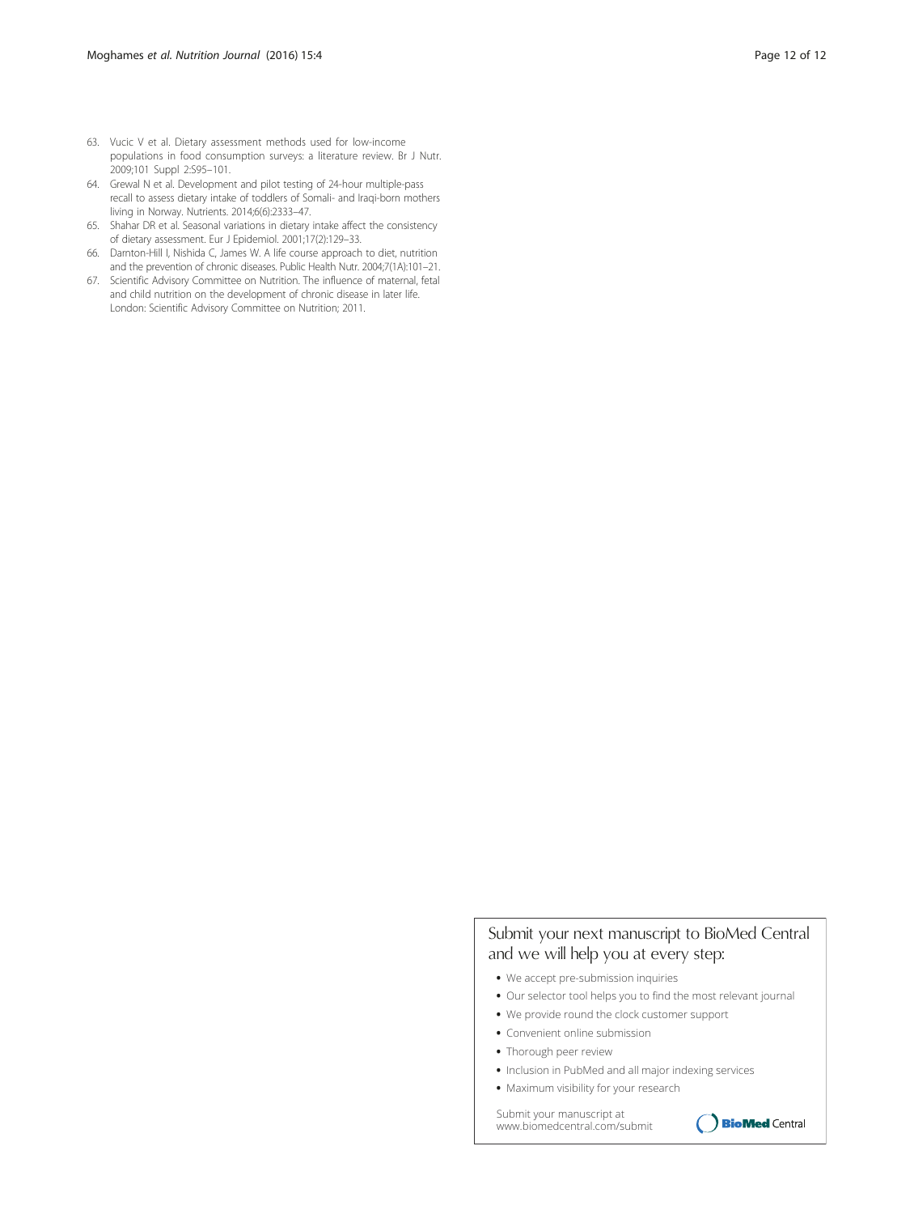63. Vucic V et al. Dietary assessment methods used for low-income populations in food consumption surveys: a literature review. Br J Nutr. 2009;101 Suppl 2:S95–101.
64. Grewal N et al. Development and pilot testing of 24-hour multiple-pass recall to assess dietary intake of toddlers of Somali- and Iraqi-born mothers living in Norway. Nutrients. 2014;6(6):2333–47.
65. Shahar DR et al. Seasonal variations in dietary intake affect the consistency of dietary assessment. Eur J Epidemiol. 2001;17(2):129–33.
66. Darnton-Hill I, Nishida C, James W. A life course approach to diet, nutrition and the prevention of chronic diseases. Public Health Nutr. 2004;7(1A):101–21.
67. Scientific Advisory Committee on Nutrition. The influence of maternal, fetal and child nutrition on the development of chronic disease in later life. London: Scientific Advisory Committee on Nutrition; 2011.

Submit your next manuscript to BioMed Central and we will help you at every step:

- We accept pre-submission inquiries
- Our selector tool helps you to find the most relevant journal
- We provide round the clock customer support
- Convenient online submission
- Thorough peer review
- Inclusion in PubMed and all major indexing services
- Maximum visibility for your research

Submit your manuscript at www.biomedcentral.com/submit

BioMed Central